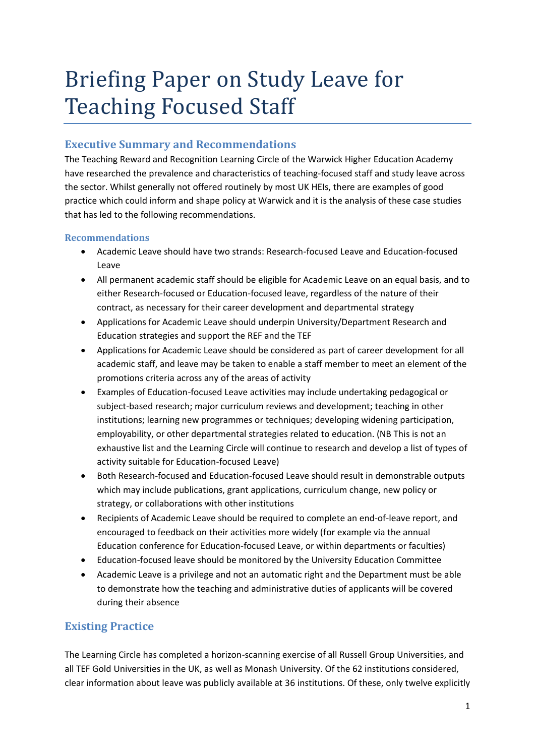# Briefing Paper on Study Leave for Teaching Focused Staff

## Executive Summary and Recommendations

The Teaching Reward and Recognition Learning Circle of the Warwick Higher Education Academy have researched the prevalence and characteristics of teaching-focused staff and study leave across the sector. Whilst generally not offered routinely by most UK HEIs, there are examples of good practice which could inform and shape policy at Warwick and it is the analysis of these case studies that has led to the following recommendations.

### Recommendations

- Academic Leave should have two strands: Research-focused Leave and Education-focused Leave
- All permanent academic staff should be eligible for Academic Leave on an equal basis, and to either Research-focused or Education-focused leave, regardless of the nature of their contract, as necessary for their career development and departmental strategy
- Applications for Academic Leave should underpin University/Department Research and Education strategies and support the REF and the TEF
- Applications for Academic Leave should be considered as part of career development for all academic staff, and leave may be taken to enable a staff member to meet an element of the promotions criteria across any of the areas of activity
- Examples of Education-focused Leave activities may include undertaking pedagogical or subject-based research; major curriculum reviews and development; teaching in other institutions; learning new programmes or techniques; developing widening participation, employability, or other departmental strategies related to education. (NB This is not an exhaustive list and the Learning Circle will continue to research and develop a list of types of activity suitable for Education-focused Leave)
- Both Research-focused and Education-focused Leave should result in demonstrable outputs which may include publications, grant applications, curriculum change, new policy or strategy, or collaborations with other institutions
- Recipients of Academic Leave should be required to complete an end-of-leave report, and encouraged to feedback on their activities more widely (for example via the annual Education conference for Education-focused Leave, or within departments or faculties)
- Education-focused leave should be monitored by the University Education Committee
- Academic Leave is a privilege and not an automatic right and the Department must be able to demonstrate how the teaching and administrative duties of applicants will be covered during their absence

## Existing Practice

The Learning Circle has completed a horizon-scanning exercise of all Russell Group Universities, and all TEF Gold Universities in the UK, as well as Monash University. Of the 62 institutions considered, clear information about leave was publicly available at 36 institutions. Of these, only twelve explicitly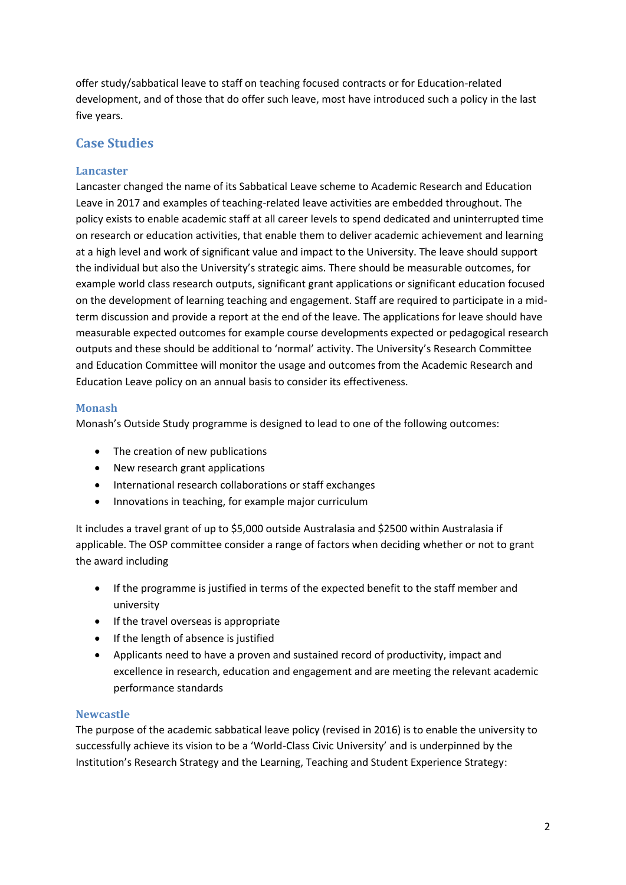offer study/sabbatical leave to staff on teaching focused contracts or for Education-related development, and of those that do offer such leave, most have introduced such a policy in the last five years.

## Case Studies

### Lancaster

Lancaster changed the name of its Sabbatical Leave scheme to Academic Research and Education Leave in 2017 and examples of teaching-related leave activities are embedded throughout. The policy exists to enable academic staff at all career levels to spend dedicated and uninterrupted time on research or education activities, that enable them to deliver academic achievement and learning at a high level and work of significant value and impact to the University. The leave should support the individual but also the University's strategic aims. There should be measurable outcomes, for example world class research outputs, significant grant applications or significant education focused on the development of learning teaching and engagement. Staff are required to participate in a mid-term discussion and provide a report at the end of the leave. The applications for leave should have measurable expected outcomes for example course developments expected or pedagogical research outputs and these should be additional to 'normal' activity. The University's Research Committee and Education Committee will monitor the usage and outcomes from the Academic Research and Education Leave policy on an annual basis to consider its effectiveness.

### Monash

Monash's Outside Study programme is designed to lead to one of the following outcomes:

- The creation of new publications
- New research grant applications
- International research collaborations or staff exchanges
- Innovations in teaching, for example major curriculum

It includes a travel grant of up to $5,000 outside Australasia and $2500 within Australasia if applicable. The OSP committee consider a range of factors when deciding whether or not to grant the award including

- If the programme is justified in terms of the expected benefit to the staff member and university
- If the travel overseas is appropriate
- If the length of absence is justified
- Applicants need to have a proven and sustained record of productivity, impact and excellence in research, education and engagement and are meeting the relevant academic performance standards

### Newcastle

The purpose of the academic sabbatical leave policy (revised in 2016) is to enable the university to successfully achieve its vision to be a 'World-Class Civic University' and is underpinned by the Institution's Research Strategy and the Learning, Teaching and Student Experience Strategy: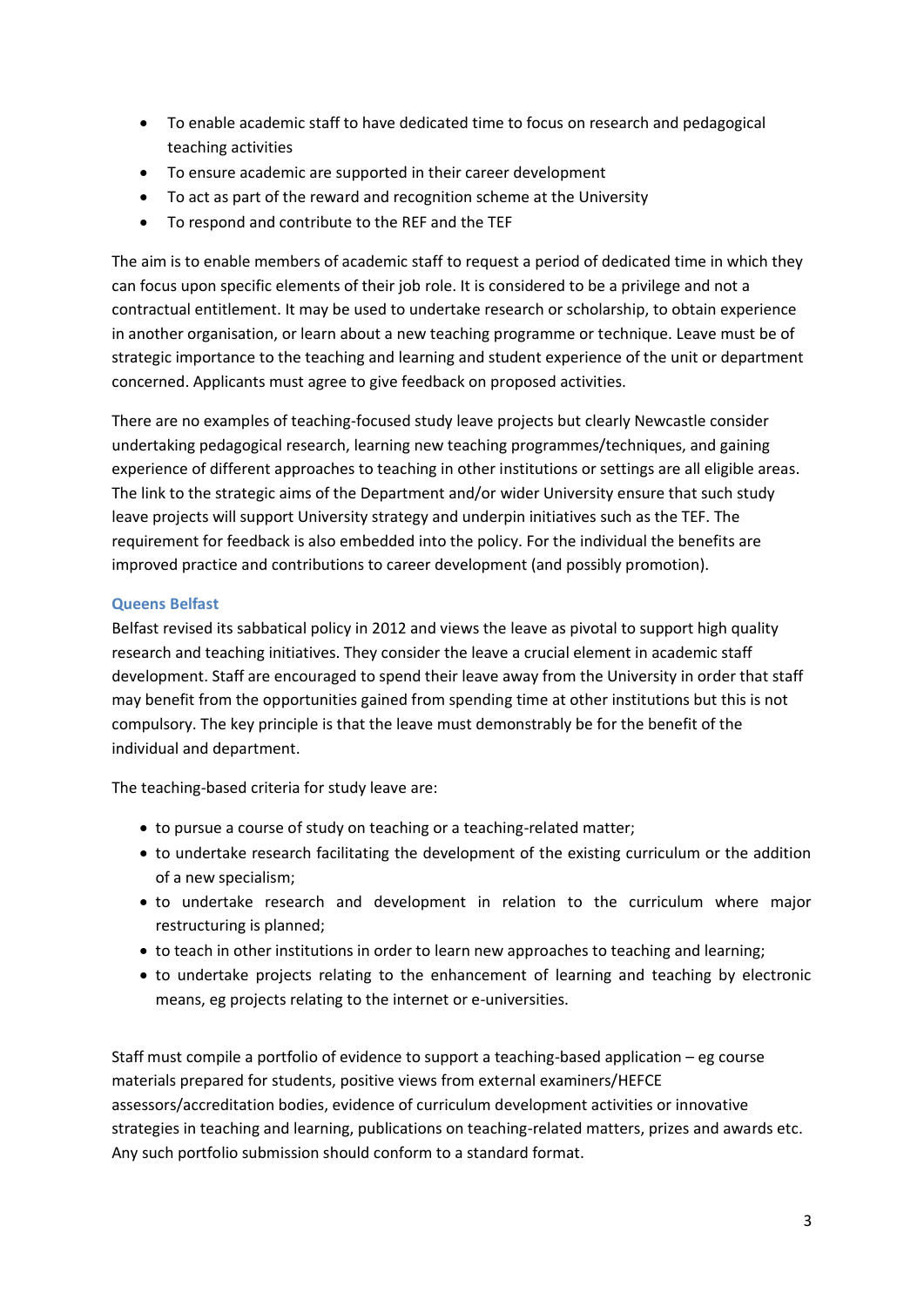- To enable academic staff to have dedicated time to focus on research and pedagogical teaching activities
- To ensure academic are supported in their career development
- To act as part of the reward and recognition scheme at the University
- To respond and contribute to the REF and the TEF

The aim is to enable members of academic staff to request a period of dedicated time in which they can focus upon specific elements of their job role. It is considered to be a privilege and not a contractual entitlement. It may be used to undertake research or scholarship, to obtain experience in another organisation, or learn about a new teaching programme or technique. Leave must be of strategic importance to the teaching and learning and student experience of the unit or department concerned. Applicants must agree to give feedback on proposed activities.

There are no examples of teaching-focused study leave projects but clearly Newcastle consider undertaking pedagogical research, learning new teaching programmes/techniques, and gaining experience of different approaches to teaching in other institutions or settings are all eligible areas. The link to the strategic aims of the Department and/or wider University ensure that such study leave projects will support University strategy and underpin initiatives such as the TEF. The requirement for feedback is also embedded into the policy. For the individual the benefits are improved practice and contributions to career development (and possibly promotion).

### Queens Belfast

Belfast revised its sabbatical policy in 2012 and views the leave as pivotal to support high quality research and teaching initiatives. They consider the leave a crucial element in academic staff development. Staff are encouraged to spend their leave away from the University in order that staff may benefit from the opportunities gained from spending time at other institutions but this is not compulsory. The key principle is that the leave must demonstrably be for the benefit of the individual and department.

The teaching-based criteria for study leave are:

- to pursue a course of study on teaching or a teaching-related matter;
- to undertake research facilitating the development of the existing curriculum or the addition of a new specialism;
- to undertake research and development in relation to the curriculum where major restructuring is planned;
- to teach in other institutions in order to learn new approaches to teaching and learning;
- to undertake projects relating to the enhancement of learning and teaching by electronic means, eg projects relating to the internet or e-universities.

Staff must compile a portfolio of evidence to support a teaching-based application – eg course materials prepared for students, positive views from external examiners/HEFCE assessors/accreditation bodies, evidence of curriculum development activities or innovative strategies in teaching and learning, publications on teaching-related matters, prizes and awards etc. Any such portfolio submission should conform to a standard format.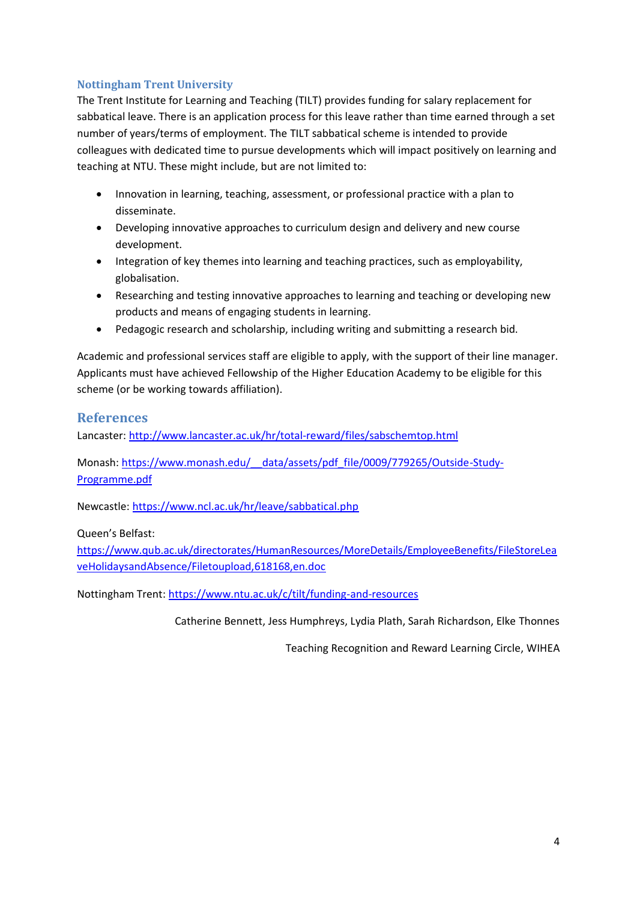### Nottingham Trent University

The Trent Institute for Learning and Teaching (TILT) provides funding for salary replacement for sabbatical leave. There is an application process for this leave rather than time earned through a set number of years/terms of employment. The TILT sabbatical scheme is intended to provide colleagues with dedicated time to pursue developments which will impact positively on learning and teaching at NTU. These might include, but are not limited to:

- Innovation in learning, teaching, assessment, or professional practice with a plan to disseminate.
- Developing innovative approaches to curriculum design and delivery and new course development.
- Integration of key themes into learning and teaching practices, such as employability, globalisation.
- Researching and testing innovative approaches to learning and teaching or developing new products and means of engaging students in learning.
- Pedagogic research and scholarship, including writing and submitting a research bid.

Academic and professional services staff are eligible to apply, with the support of their line manager. Applicants must have achieved Fellowship of the Higher Education Academy to be eligible for this scheme (or be working towards affiliation).

## References

Lancaster: http://www.lancaster.ac.uk/hr/total-reward/files/sabschemtop.html

Monash: https://www.monash.edu/__data/assets/pdf_file/0009/779265/Outside-Study-Programme.pdf

Newcastle: https://www.ncl.ac.uk/hr/leave/sabbatical.php

Queen's Belfast:
https://www.qub.ac.uk/directorates/HumanResources/MoreDetails/EmployeeBenefits/FileStoreLeaveHolidaysandAbsence/Filetoupload,618168,en.doc

Nottingham Trent: https://www.ntu.ac.uk/c/tilt/funding-and-resources

Catherine Bennett, Jess Humphreys, Lydia Plath, Sarah Richardson, Elke Thonnes

Teaching Recognition and Reward Learning Circle, WIHEA